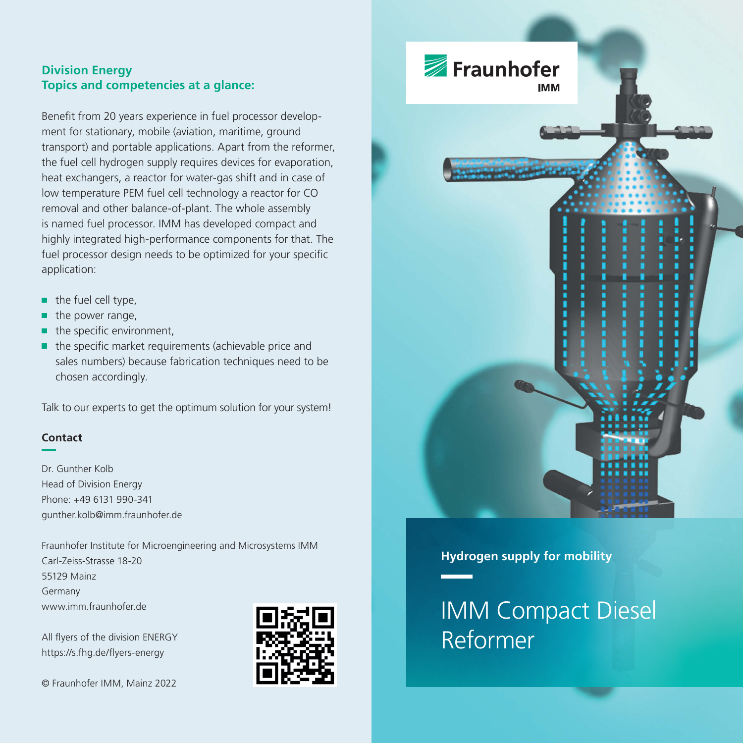## Division Energy
## Topics and competencies at a glance:

Benefit from 20 years experience in fuel processor development for stationary, mobile (aviation, maritime, ground transport) and portable applications. Apart from the reformer, the fuel cell hydrogen supply requires devices for evaporation, heat exchangers, a reactor for water-gas shift and in case of low temperature PEM fuel cell technology a reactor for CO removal and other balance-of-plant. The whole assembly is named fuel processor. IMM has developed compact and highly integrated high-performance components for that. The fuel processor design needs to be optimized for your specific application:

- the fuel cell type,
- the power range,
- the specific environment,
- the specific market requirements (achievable price and sales numbers) because fabrication techniques need to be chosen accordingly.

Talk to our experts to get the optimum solution for your system!

### Contact

Dr. Gunther Kolb
Head of Division Energy
Phone: +49 6131 990-341
gunther.kolb@imm.fraunhofer.de

Fraunhofer Institute for Microengineering and Microsystems IMM
Carl-Zeiss-Strasse 18-20
55129 Mainz
Germany
www.imm.fraunhofer.de

All flyers of the division ENERGY
https://s.fhg.de/flyers-energy

© Fraunhofer IMM, Mainz 2022

Fraunhofer IMM

**Hydrogen supply for mobility**

# IMM Compact Diesel Reformer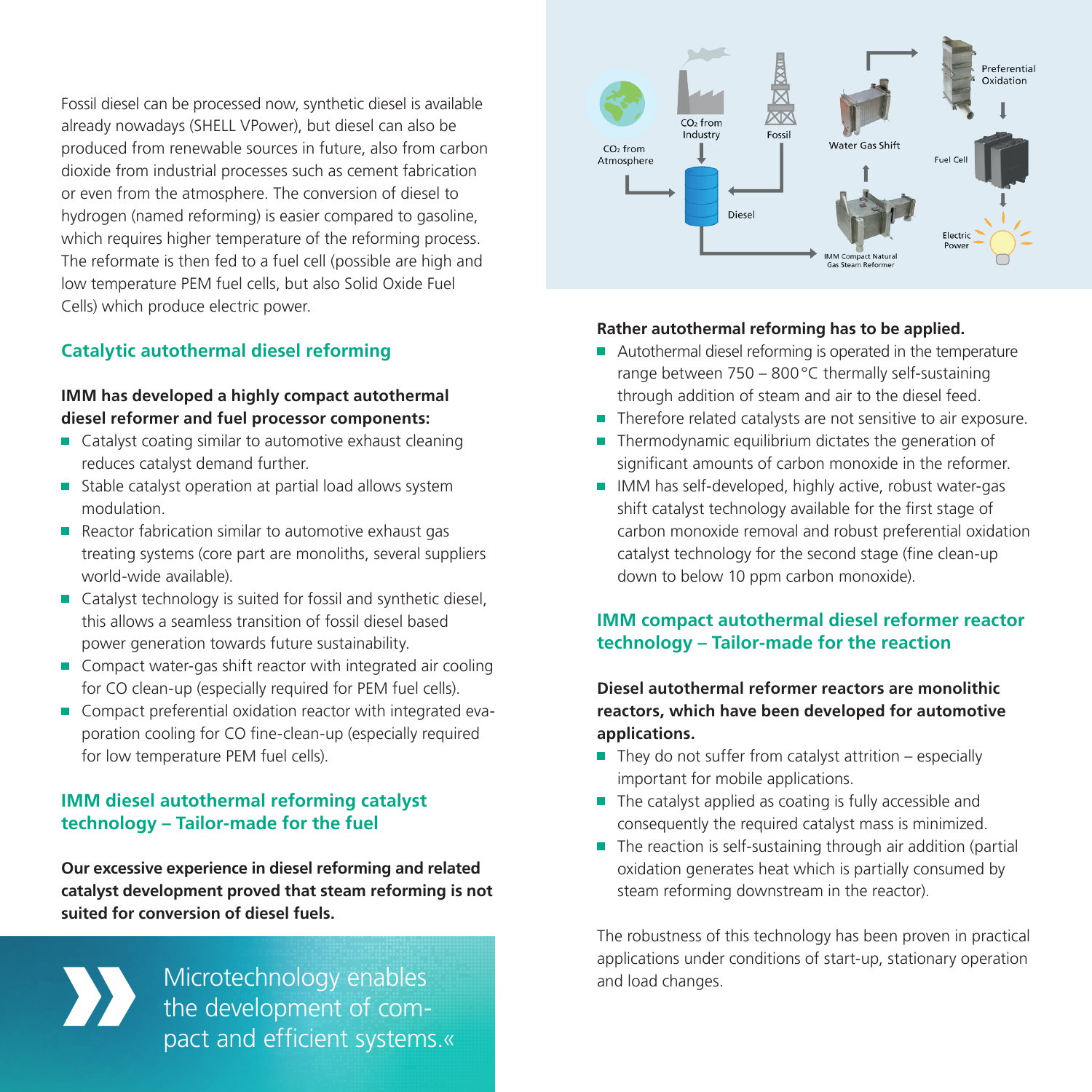Fossil diesel can be processed now, synthetic diesel is available already nowadays (SHELL VPower), but diesel can also be produced from renewable sources in future, also from carbon dioxide from industrial processes such as cement fabrication or even from the atmosphere. The conversion of diesel to hydrogen (named reforming) is easier compared to gasoline, which requires higher temperature of the reforming process. The reformate is then fed to a fuel cell (possible are high and low temperature PEM fuel cells, but also Solid Oxide Fuel Cells) which produce electric power.

## Catalytic autothermal diesel reforming

**IMM has developed a highly compact autothermal diesel reformer and fuel processor components:**

- Catalyst coating similar to automotive exhaust cleaning reduces catalyst demand further.
- Stable catalyst operation at partial load allows system modulation.
- Reactor fabrication similar to automotive exhaust gas treating systems (core part are monoliths, several suppliers world-wide available).
- Catalyst technology is suited for fossil and synthetic diesel, this allows a seamless transition of fossil diesel based power generation towards future sustainability.
- Compact water-gas shift reactor with integrated air cooling for CO clean-up (especially required for PEM fuel cells).
- Compact preferential oxidation reactor with integrated evaporation cooling for CO fine-clean-up (especially required for low temperature PEM fuel cells).

## IMM diesel autothermal reforming catalyst technology – Tailor-made for the fuel

**Our excessive experience in diesel reforming and related catalyst development proved that steam reforming is not suited for conversion of diesel fuels.**

»Microtechnology enables the development of compact and efficient systems.«

$CO_2$ from Atmosphere

$CO_2$ from Industry

Fossil

Diesel

Water Gas Shift

IMM Compact Natural Gas Steam Reformer

Preferential Oxidation

Fuel Cell

Electric Power

**Rather autothermal reforming has to be applied.**

- Autothermal diesel reforming is operated in the temperature range between 750 – 800 °C thermally self-sustaining through addition of steam and air to the diesel feed.
- Therefore related catalysts are not sensitive to air exposure.
- Thermodynamic equilibrium dictates the generation of significant amounts of carbon monoxide in the reformer.
- IMM has self-developed, highly active, robust water-gas shift catalyst technology available for the first stage of carbon monoxide removal and robust preferential oxidation catalyst technology for the second stage (fine clean-up down to below 10 ppm carbon monoxide).

## IMM compact autothermal diesel reformer reactor technology – Tailor-made for the reaction

**Diesel autothermal reformer reactors are monolithic reactors, which have been developed for automotive applications.**

- They do not suffer from catalyst attrition – especially important for mobile applications.
- The catalyst applied as coating is fully accessible and consequently the required catalyst mass is minimized.
- The reaction is self-sustaining through air addition (partial oxidation generates heat which is partially consumed by steam reforming downstream in the reactor).

The robustness of this technology has been proven in practical applications under conditions of start-up, stationary operation and load changes.